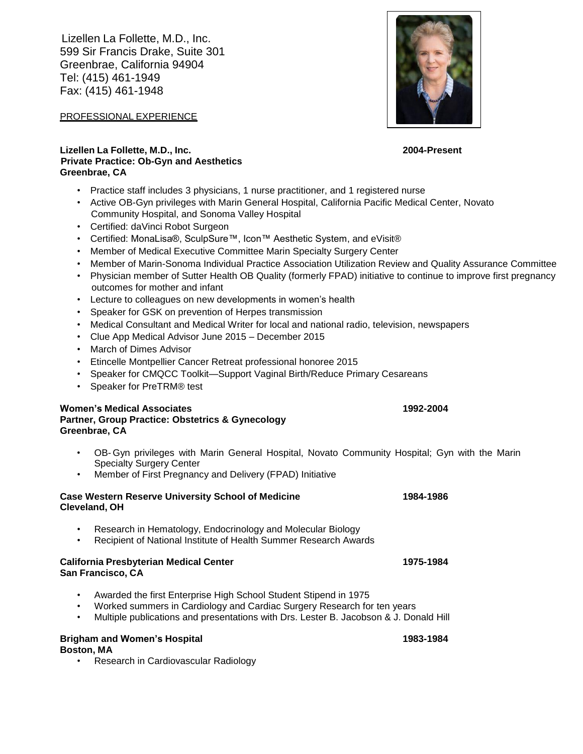Lizellen La Follette, M.D., Inc.
599 Sir Francis Drake, Suite 301
Greenbrae, California 94904
Tel: (415) 461-1949
Fax: (415) 461-1948

## PROFESSIONAL EXPERIENCE

**Lizellen La Follette, M.D., Inc.** **2004-Present**
**Private Practice: Ob-Gyn and Aesthetics**
**Greenbrae, CA**

- Practice staff includes 3 physicians, 1 nurse practitioner, and 1 registered nurse
- Active OB-Gyn privileges with Marin General Hospital, California Pacific Medical Center, Novato Community Hospital, and Sonoma Valley Hospital
- Certified: daVinci Robot Surgeon
- Certified: MonaLisa®, SculpSure™, Icon™ Aesthetic System, and eVisit®
- Member of Medical Executive Committee Marin Specialty Surgery Center
- Member of Marin-Sonoma Individual Practice Association Utilization Review and Quality Assurance Committee
- Physician member of Sutter Health OB Quality (formerly FPAD) initiative to continue to improve first pregnancy outcomes for mother and infant
- Lecture to colleagues on new developments in women's health
- Speaker for GSK on prevention of Herpes transmission
- Medical Consultant and Medical Writer for local and national radio, television, newspapers
- Clue App Medical Advisor June 2015 – December 2015
- March of Dimes Advisor
- Etincelle Montpellier Cancer Retreat professional honoree 2015
- Speaker for CMQCC Toolkit—Support Vaginal Birth/Reduce Primary Cesareans
- Speaker for PreTRM® test

**Women's Medical Associates** **1992-2004**
**Partner, Group Practice: Obstetrics & Gynecology**
**Greenbrae, CA**

- OB-Gyn privileges with Marin General Hospital, Novato Community Hospital; Gyn with the Marin Specialty Surgery Center
- Member of First Pregnancy and Delivery (FPAD) Initiative

**Case Western Reserve University School of Medicine** **1984-1986**
**Cleveland, OH**

- Research in Hematology, Endocrinology and Molecular Biology
- Recipient of National Institute of Health Summer Research Awards

**California Presbyterian Medical Center** **1975-1984**
**San Francisco, CA**

- Awarded the first Enterprise High School Student Stipend in 1975
- Worked summers in Cardiology and Cardiac Surgery Research for ten years
- Multiple publications and presentations with Drs. Lester B. Jacobson & J. Donald Hill

**Brigham and Women's Hospital** **1983-1984**
**Boston, MA**

- Research in Cardiovascular Radiology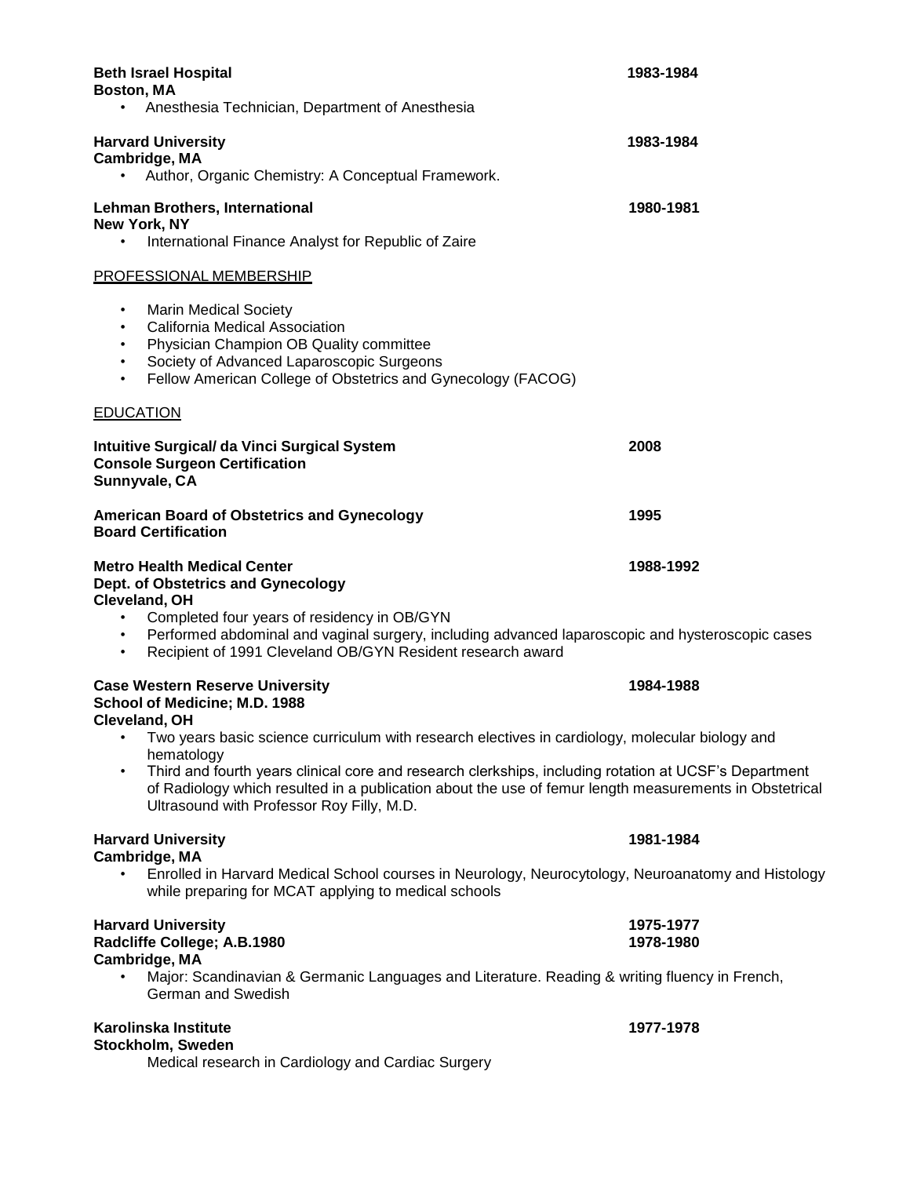**Beth Israel Hospital** **1983-1984**
**Boston, MA**

- Anesthesia Technician, Department of Anesthesia

**Harvard University** **1983-1984**
**Cambridge, MA**

- Author, Organic Chemistry: A Conceptual Framework.

**Lehman Brothers, International** **1980-1981**
**New York, NY**

- International Finance Analyst for Republic of Zaire

## PROFESSIONAL MEMBERSHIP

- Marin Medical Society
- California Medical Association
- Physician Champion OB Quality committee
- Society of Advanced Laparoscopic Surgeons
- Fellow American College of Obstetrics and Gynecology (FACOG)

## EDUCATION

**Intuitive Surgical/ da Vinci Surgical System** **2008**
**Console Surgeon Certification**
**Sunnyvale, CA**

**American Board of Obstetrics and Gynecology** **1995**
**Board Certification**

**Metro Health Medical Center** **1988-1992**
**Dept. of Obstetrics and Gynecology**
**Cleveland, OH**

- Completed four years of residency in OB/GYN
- Performed abdominal and vaginal surgery, including advanced laparoscopic and hysteroscopic cases
- Recipient of 1991 Cleveland OB/GYN Resident research award

**Case Western Reserve University** **1984-1988**
**School of Medicine; M.D. 1988**
**Cleveland, OH**

- Two years basic science curriculum with research electives in cardiology, molecular biology and hematology
- Third and fourth years clinical core and research clerkships, including rotation at UCSF's Department of Radiology which resulted in a publication about the use of femur length measurements in Obstetrical Ultrasound with Professor Roy Filly, M.D.

**Harvard University** **1981-1984**
**Cambridge, MA**

- Enrolled in Harvard Medical School courses in Neurology, Neurocytology, Neuroanatomy and Histology while preparing for MCAT applying to medical schools

**Harvard University** **1975-1977**
**Radcliffe College; A.B.1980** **1978-1980**
**Cambridge, MA**

- Major: Scandinavian & Germanic Languages and Literature. Reading & writing fluency in French, German and Swedish

**Karolinska Institute** **1977-1978**
**Stockholm, Sweden**

Medical research in Cardiology and Cardiac Surgery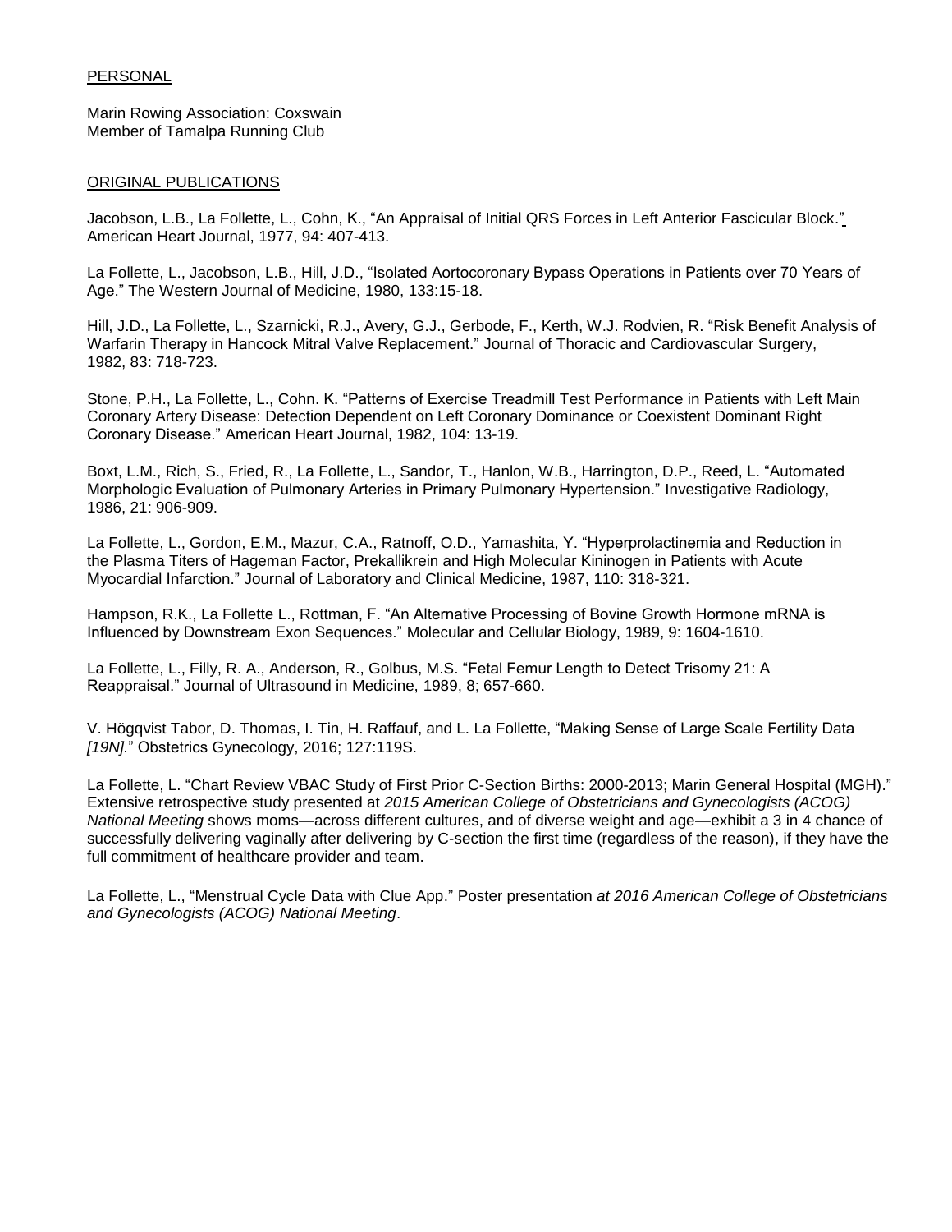PERSONAL

Marin Rowing Association: Coxswain
Member of Tamalpa Running Club

ORIGINAL PUBLICATIONS

Jacobson, L.B., La Follette, L., Cohn, K., "An Appraisal of Initial QRS Forces in Left Anterior Fascicular Block." American Heart Journal, 1977, 94: 407-413.

La Follette, L., Jacobson, L.B., Hill, J.D., "Isolated Aortocoronary Bypass Operations in Patients over 70 Years of Age." The Western Journal of Medicine, 1980, 133:15-18.

Hill, J.D., La Follette, L., Szarnicki, R.J., Avery, G.J., Gerbode, F., Kerth, W.J. Rodvien, R. "Risk Benefit Analysis of Warfarin Therapy in Hancock Mitral Valve Replacement." Journal of Thoracic and Cardiovascular Surgery, 1982, 83: 718-723.

Stone, P.H., La Follette, L., Cohn. K. "Patterns of Exercise Treadmill Test Performance in Patients with Left Main Coronary Artery Disease: Detection Dependent on Left Coronary Dominance or Coexistent Dominant Right Coronary Disease." American Heart Journal, 1982, 104: 13-19.

Boxt, L.M., Rich, S., Fried, R., La Follette, L., Sandor, T., Hanlon, W.B., Harrington, D.P., Reed, L. "Automated Morphologic Evaluation of Pulmonary Arteries in Primary Pulmonary Hypertension." Investigative Radiology, 1986, 21: 906-909.

La Follette, L., Gordon, E.M., Mazur, C.A., Ratnoff, O.D., Yamashita, Y. "Hyperprolactinemia and Reduction in the Plasma Titers of Hageman Factor, Prekallikrein and High Molecular Kininogen in Patients with Acute Myocardial Infarction." Journal of Laboratory and Clinical Medicine, 1987, 110: 318-321.

Hampson, R.K., La Follette L., Rottman, F. "An Alternative Processing of Bovine Growth Hormone mRNA is Influenced by Downstream Exon Sequences." Molecular and Cellular Biology, 1989, 9: 1604-1610.

La Follette, L., Filly, R. A., Anderson, R., Golbus, M.S. "Fetal Femur Length to Detect Trisomy 21: A Reappraisal." Journal of Ultrasound in Medicine, 1989, 8; 657-660.

V. Högqvist Tabor, D. Thomas, I. Tin, H. Raffauf, and L. La Follette, "Making Sense of Large Scale Fertility Data *[19N].*" Obstetrics Gynecology, 2016; 127:119S.

La Follette, L. "Chart Review VBAC Study of First Prior C-Section Births: 2000-2013; Marin General Hospital (MGH)." Extensive retrospective study presented at *2015 American College of Obstetricians and Gynecologists (ACOG) National Meeting* shows moms—across different cultures, and of diverse weight and age—exhibit a 3 in 4 chance of successfully delivering vaginally after delivering by C-section the first time (regardless of the reason), if they have the full commitment of healthcare provider and team.

La Follette, L., "Menstrual Cycle Data with Clue App." Poster presentation *at 2016 American College of Obstetricians and Gynecologists (ACOG) National Meeting*.